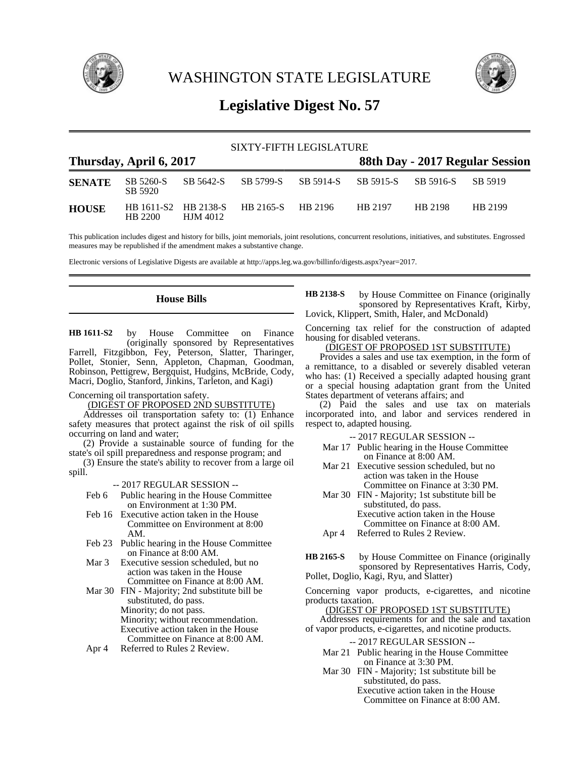# WASHINGTON STATE LEGISLATURE

## Legislative Digest No. 57

SIXTY-FIFTH LEGISLATURE

**Thursday, April 6, 2017** — **88th Day - 2017 Regular Session**

| | | | | | | | |
|---|---|---|---|---|---|---|---|
| **SENATE** | SB 5260-S SB 5920 | SB 5642-S | SB 5799-S | SB 5914-S | SB 5915-S | SB 5916-S | SB 5919 |
| **HOUSE** | HB 1611-S2 HB 2200 | HB 2138-S HJM 4012 | HB 2165-S | HB 2196 | HB 2197 | HB 2198 | HB 2199 |

This publication includes digest and history for bills, joint memorials, joint resolutions, concurrent resolutions, initiatives, and substitutes. Engrossed measures may be republished if the amendment makes a substantive change.

Electronic versions of Legislative Digests are available at http://apps.leg.wa.gov/billinfo/digests.aspx?year=2017.

### House Bills

**HB 1611-S2** by House Committee on Finance (originally sponsored by Representatives Farrell, Fitzgibbon, Fey, Peterson, Slatter, Tharinger, Pollet, Stonier, Senn, Appleton, Chapman, Goodman, Robinson, Pettigrew, Bergquist, Hudgins, McBride, Cody, Macri, Doglio, Stanford, Jinkins, Tarleton, and Kagi)

Concerning oil transportation safety.

(DIGEST OF PROPOSED 2ND SUBSTITUTE)

Addresses oil transportation safety to: (1) Enhance safety measures that protect against the risk of oil spills occurring on land and water;

(2) Provide a sustainable source of funding for the state's oil spill preparedness and response program; and

(3) Ensure the state's ability to recover from a large oil spill.

-- 2017 REGULAR SESSION --

- Feb 6 Public hearing in the House Committee on Environment at 1:30 PM.
- Feb 16 Executive action taken in the House Committee on Environment at 8:00 AM.
- Feb 23 Public hearing in the House Committee on Finance at 8:00 AM.
- Mar 3 Executive session scheduled, but no action was taken in the House Committee on Finance at 8:00 AM.
- Mar 30 FIN - Majority; 2nd substitute bill be substituted, do pass.
  Minority; do not pass.
  Minority; without recommendation.
  Executive action taken in the House Committee on Finance at 8:00 AM.
- Apr 4 Referred to Rules 2 Review.

**HB 2138-S** by House Committee on Finance (originally sponsored by Representatives Kraft, Kirby, Lovick, Klippert, Smith, Haler, and McDonald)

Concerning tax relief for the construction of adapted housing for disabled veterans.

(DIGEST OF PROPOSED 1ST SUBSTITUTE)

Provides a sales and use tax exemption, in the form of a remittance, to a disabled or severely disabled veteran who has: (1) Received a specially adapted housing grant or a special housing adaptation grant from the United States department of veterans affairs; and

(2) Paid the sales and use tax on materials incorporated into, and labor and services rendered in respect to, adapted housing.

-- 2017 REGULAR SESSION --

- Mar 17 Public hearing in the House Committee on Finance at 8:00 AM.
- Mar 21 Executive session scheduled, but no action was taken in the House Committee on Finance at 3:30 PM.
- Mar 30 FIN - Majority; 1st substitute bill be substituted, do pass.
  Executive action taken in the House Committee on Finance at 8:00 AM.
- Apr 4 Referred to Rules 2 Review.

**HB 2165-S** by House Committee on Finance (originally sponsored by Representatives Harris, Cody, Pollet, Doglio, Kagi, Ryu, and Slatter)

Concerning vapor products, e-cigarettes, and nicotine products taxation.

(DIGEST OF PROPOSED 1ST SUBSTITUTE)

Addresses requirements for and the sale and taxation of vapor products, e-cigarettes, and nicotine products.

-- 2017 REGULAR SESSION --

- Mar 21 Public hearing in the House Committee on Finance at 3:30 PM.
- Mar 30 FIN - Majority; 1st substitute bill be substituted, do pass.
  Executive action taken in the House Committee on Finance at 8:00 AM.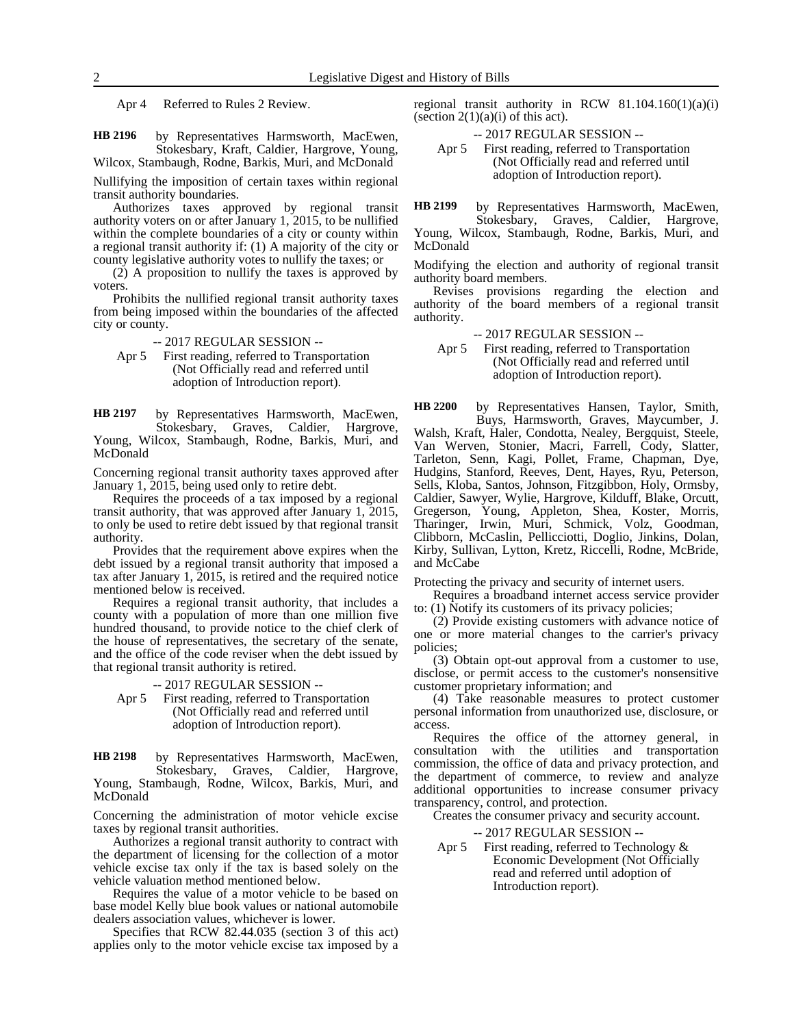Apr 4 Referred to Rules 2 Review.

**HB 2196** by Representatives Harmsworth, MacEwen, Stokesbary, Kraft, Caldier, Hargrove, Young, Wilcox, Stambaugh, Rodne, Barkis, Muri, and McDonald

Nullifying the imposition of certain taxes within regional transit authority boundaries.

Authorizes taxes approved by regional transit authority voters on or after January 1, 2015, to be nullified within the complete boundaries of a city or county within a regional transit authority if: (1) A majority of the city or county legislative authority votes to nullify the taxes; or

(2) A proposition to nullify the taxes is approved by voters.

Prohibits the nullified regional transit authority taxes from being imposed within the boundaries of the affected city or county.

-- 2017 REGULAR SESSION --

Apr 5 First reading, referred to Transportation (Not Officially read and referred until adoption of Introduction report).

**HB 2197** by Representatives Harmsworth, MacEwen, Stokesbary, Graves, Caldier, Hargrove, Young, Wilcox, Stambaugh, Rodne, Barkis, Muri, and McDonald

Concerning regional transit authority taxes approved after January 1, 2015, being used only to retire debt.

Requires the proceeds of a tax imposed by a regional transit authority, that was approved after January 1, 2015, to only be used to retire debt issued by that regional transit authority.

Provides that the requirement above expires when the debt issued by a regional transit authority that imposed a tax after January 1, 2015, is retired and the required notice mentioned below is received.

Requires a regional transit authority, that includes a county with a population of more than one million five hundred thousand, to provide notice to the chief clerk of the house of representatives, the secretary of the senate, and the office of the code reviser when the debt issued by that regional transit authority is retired.

-- 2017 REGULAR SESSION --

Apr 5 First reading, referred to Transportation (Not Officially read and referred until adoption of Introduction report).

**HB 2198** by Representatives Harmsworth, MacEwen, Stokesbary, Graves, Caldier, Hargrove, Young, Stambaugh, Rodne, Wilcox, Barkis, Muri, and McDonald

Concerning the administration of motor vehicle excise taxes by regional transit authorities.

Authorizes a regional transit authority to contract with the department of licensing for the collection of a motor vehicle excise tax only if the tax is based solely on the vehicle valuation method mentioned below.

Requires the value of a motor vehicle to be based on base model Kelly blue book values or national automobile dealers association values, whichever is lower.

Specifies that RCW 82.44.035 (section 3 of this act) applies only to the motor vehicle excise tax imposed by a regional transit authority in RCW 81.104.160(1)(a)(i) (section 2(1)(a)(i) of this act).

-- 2017 REGULAR SESSION --

Apr 5 First reading, referred to Transportation (Not Officially read and referred until adoption of Introduction report).

**HB 2199** by Representatives Harmsworth, MacEwen, Stokesbary, Graves, Caldier, Hargrove, Young, Wilcox, Stambaugh, Rodne, Barkis, Muri, and McDonald

Modifying the election and authority of regional transit authority board members.

Revises provisions regarding the election and authority of the board members of a regional transit authority.

-- 2017 REGULAR SESSION --

Apr 5 First reading, referred to Transportation (Not Officially read and referred until adoption of Introduction report).

**HB 2200** by Representatives Hansen, Taylor, Smith, Buys, Harmsworth, Graves, Maycumber, J. Walsh, Kraft, Haler, Condotta, Nealey, Bergquist, Steele, Van Werven, Stonier, Macri, Farrell, Cody, Slatter, Tarleton, Senn, Kagi, Pollet, Frame, Chapman, Dye, Hudgins, Stanford, Reeves, Dent, Hayes, Ryu, Peterson, Sells, Kloba, Santos, Johnson, Fitzgibbon, Holy, Ormsby, Caldier, Sawyer, Wylie, Hargrove, Kilduff, Blake, Orcutt, Gregerson, Young, Appleton, Shea, Koster, Morris, Tharinger, Irwin, Muri, Schmick, Volz, Goodman, Clibborn, McCaslin, Pellicciotti, Doglio, Jinkins, Dolan, Kirby, Sullivan, Lytton, Kretz, Riccelli, Rodne, McBride, and McCabe

Protecting the privacy and security of internet users.

Requires a broadband internet access service provider to: (1) Notify its customers of its privacy policies;

(2) Provide existing customers with advance notice of one or more material changes to the carrier's privacy policies;

(3) Obtain opt-out approval from a customer to use, disclose, or permit access to the customer's nonsensitive customer proprietary information; and

(4) Take reasonable measures to protect customer personal information from unauthorized use, disclosure, or access.

Requires the office of the attorney general, in consultation with the utilities and transportation commission, the office of data and privacy protection, and the department of commerce, to review and analyze additional opportunities to increase consumer privacy transparency, control, and protection.

Creates the consumer privacy and security account.

-- 2017 REGULAR SESSION --

Apr 5 First reading, referred to Technology & Economic Development (Not Officially read and referred until adoption of Introduction report).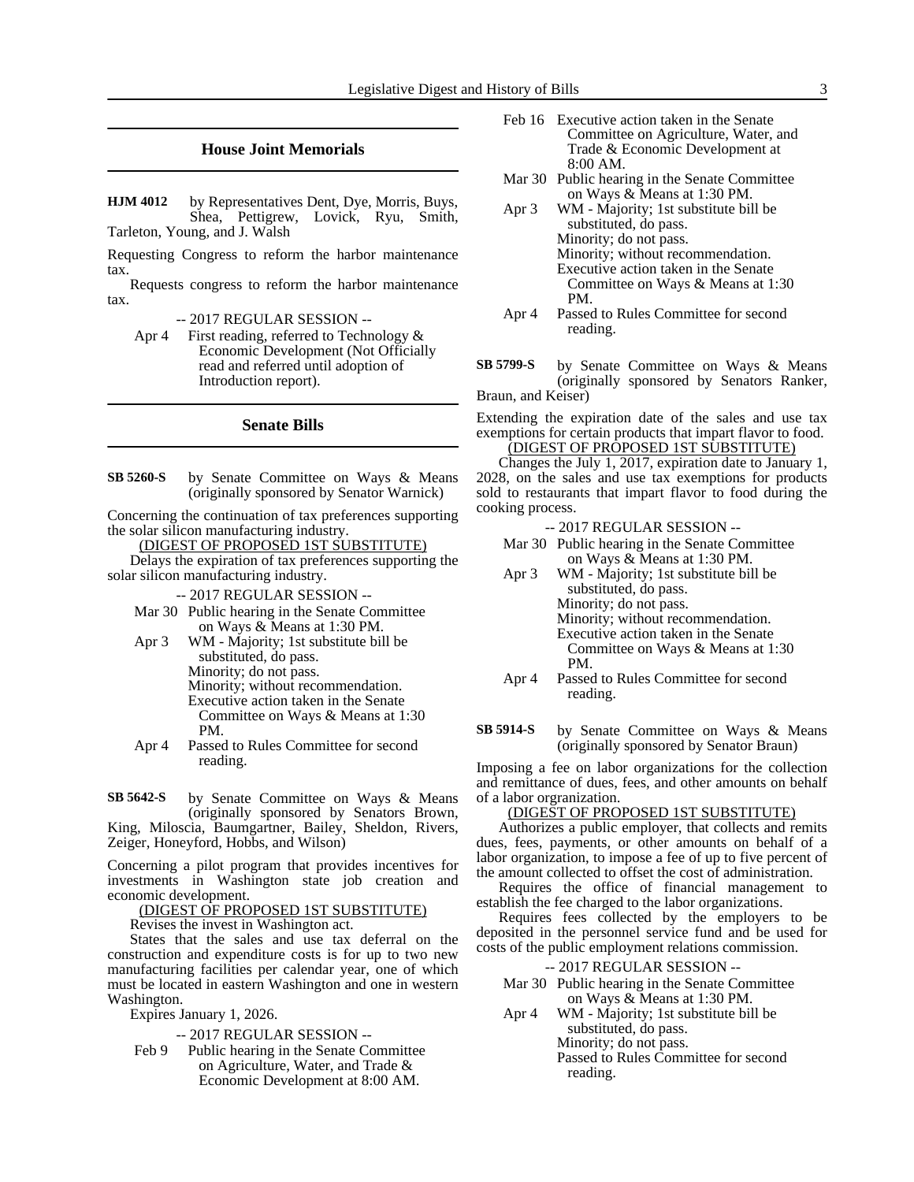## House Joint Memorials

**HJM 4012** by Representatives Dent, Dye, Morris, Buys, Shea, Pettigrew, Lovick, Ryu, Smith, Tarleton, Young, and J. Walsh

Requesting Congress to reform the harbor maintenance tax.

Requests congress to reform the harbor maintenance tax.

-- 2017 REGULAR SESSION --

Apr 4 First reading, referred to Technology & Economic Development (Not Officially read and referred until adoption of Introduction report).

## Senate Bills

**SB 5260-S** by Senate Committee on Ways & Means (originally sponsored by Senator Warnick)

Concerning the continuation of tax preferences supporting the solar silicon manufacturing industry.

(DIGEST OF PROPOSED 1ST SUBSTITUTE)

Delays the expiration of tax preferences supporting the solar silicon manufacturing industry.

-- 2017 REGULAR SESSION --

Mar 30 Public hearing in the Senate Committee on Ways & Means at 1:30 PM.

Apr 3 WM - Majority; 1st substitute bill be substituted, do pass.
Minority; do not pass.
Minority; without recommendation.
Executive action taken in the Senate Committee on Ways & Means at 1:30 PM.

Apr 4 Passed to Rules Committee for second reading.

**SB 5642-S** by Senate Committee on Ways & Means (originally sponsored by Senators Brown, King, Miloscia, Baumgartner, Bailey, Sheldon, Rivers, Zeiger, Honeyford, Hobbs, and Wilson)

Concerning a pilot program that provides incentives for investments in Washington state job creation and economic development.

(DIGEST OF PROPOSED 1ST SUBSTITUTE)

Revises the invest in Washington act.

States that the sales and use tax deferral on the construction and expenditure costs is for up to two new manufacturing facilities per calendar year, one of which must be located in eastern Washington and one in western Washington.

Expires January 1, 2026.

-- 2017 REGULAR SESSION --

Feb 9 Public hearing in the Senate Committee on Agriculture, Water, and Trade & Economic Development at 8:00 AM.

Feb 16 Executive action taken in the Senate Committee on Agriculture, Water, and Trade & Economic Development at 8:00 AM.

Mar 30 Public hearing in the Senate Committee on Ways & Means at 1:30 PM.

Apr 3 WM - Majority; 1st substitute bill be substituted, do pass.
Minority; do not pass.
Minority; without recommendation.
Executive action taken in the Senate Committee on Ways & Means at 1:30 PM.

Apr 4 Passed to Rules Committee for second reading.

**SB 5799-S** by Senate Committee on Ways & Means (originally sponsored by Senators Ranker, Braun, and Keiser)

Extending the expiration date of the sales and use tax exemptions for certain products that impart flavor to food.

(DIGEST OF PROPOSED 1ST SUBSTITUTE)

Changes the July 1, 2017, expiration date to January 1, 2028, on the sales and use tax exemptions for products sold to restaurants that impart flavor to food during the cooking process.

-- 2017 REGULAR SESSION --

Mar 30 Public hearing in the Senate Committee on Ways & Means at 1:30 PM.

Apr 3 WM - Majority; 1st substitute bill be substituted, do pass.
Minority; do not pass.
Minority; without recommendation.
Executive action taken in the Senate Committee on Ways & Means at 1:30 PM.

Apr 4 Passed to Rules Committee for second reading.

**SB 5914-S** by Senate Committee on Ways & Means (originally sponsored by Senator Braun)

Imposing a fee on labor organizations for the collection and remittance of dues, fees, and other amounts on behalf of a labor orgranization.

(DIGEST OF PROPOSED 1ST SUBSTITUTE)

Authorizes a public employer, that collects and remits dues, fees, payments, or other amounts on behalf of a labor organization, to impose a fee of up to five percent of the amount collected to offset the cost of administration.

Requires the office of financial management to establish the fee charged to the labor organizations.

Requires fees collected by the employers to be deposited in the personnel service fund and be used for costs of the public employment relations commission.

-- 2017 REGULAR SESSION --

Mar 30 Public hearing in the Senate Committee on Ways & Means at 1:30 PM.

Apr 4 WM - Majority; 1st substitute bill be substituted, do pass.
Minority; do not pass.
Passed to Rules Committee for second reading.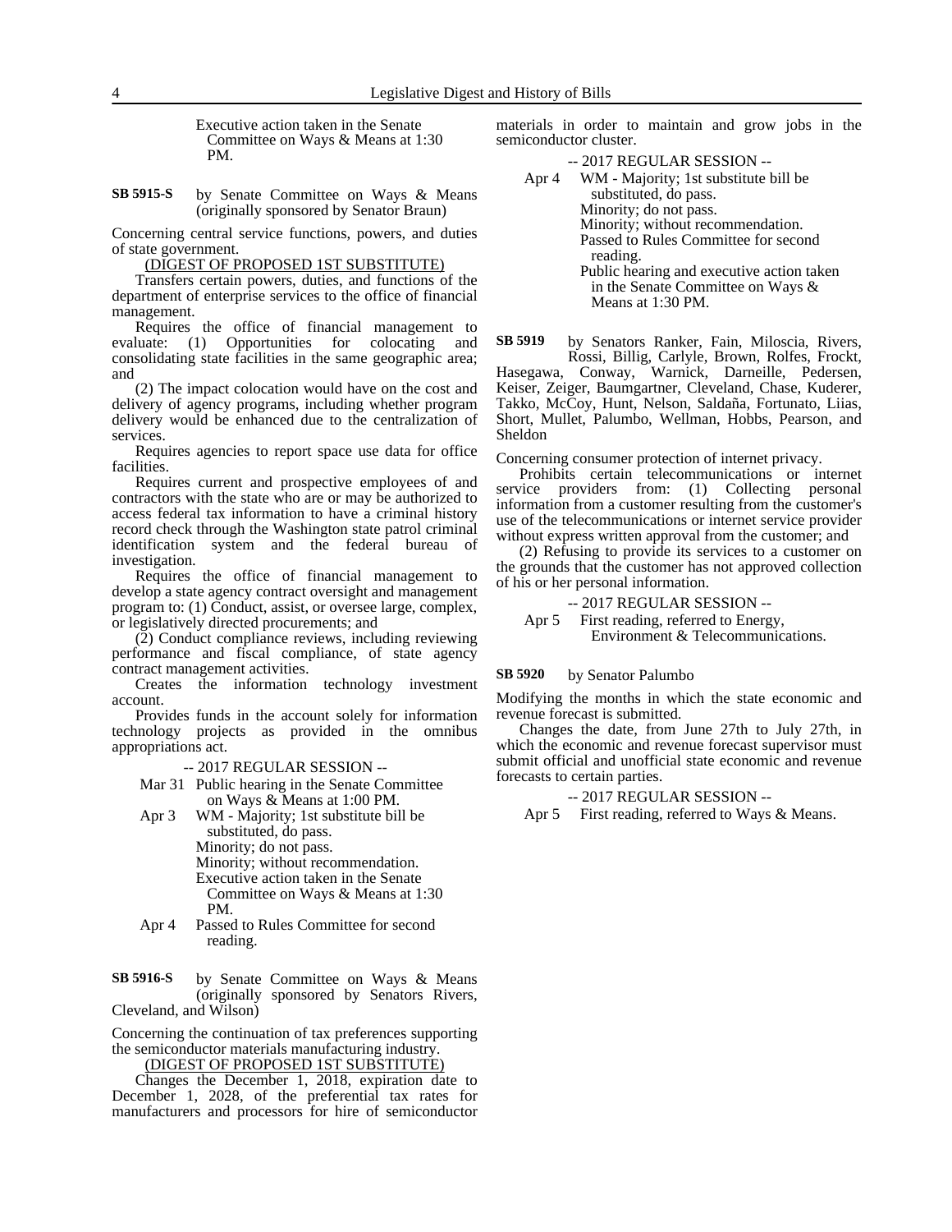Executive action taken in the Senate Committee on Ways & Means at 1:30 PM.

**SB 5915-S** by Senate Committee on Ways & Means (originally sponsored by Senator Braun)

Concerning central service functions, powers, and duties of state government.

(DIGEST OF PROPOSED 1ST SUBSTITUTE)

Transfers certain powers, duties, and functions of the department of enterprise services to the office of financial management.

Requires the office of financial management to evaluate: (1) Opportunities for colocating and consolidating state facilities in the same geographic area; and

(2) The impact colocation would have on the cost and delivery of agency programs, including whether program delivery would be enhanced due to the centralization of services.

Requires agencies to report space use data for office facilities.

Requires current and prospective employees of and contractors with the state who are or may be authorized to access federal tax information to have a criminal history record check through the Washington state patrol criminal identification system and the federal bureau of investigation.

Requires the office of financial management to develop a state agency contract oversight and management program to: (1) Conduct, assist, or oversee large, complex, or legislatively directed procurements; and

(2) Conduct compliance reviews, including reviewing performance and fiscal compliance, of state agency contract management activities.

Creates the information technology investment account.

Provides funds in the account solely for information technology projects as provided in the omnibus appropriations act.

-- 2017 REGULAR SESSION --

Mar 31 Public hearing in the Senate Committee on Ways & Means at 1:00 PM.

Apr 3 WM - Majority; 1st substitute bill be substituted, do pass.
Minority; do not pass.
Minority; without recommendation.
Executive action taken in the Senate Committee on Ways & Means at 1:30 PM.

Apr 4 Passed to Rules Committee for second reading.

**SB 5916-S** by Senate Committee on Ways & Means (originally sponsored by Senators Rivers, Cleveland, and Wilson)

Concerning the continuation of tax preferences supporting the semiconductor materials manufacturing industry.

(DIGEST OF PROPOSED 1ST SUBSTITUTE)

Changes the December 1, 2018, expiration date to December 1, 2028, of the preferential tax rates for manufacturers and processors for hire of semiconductor materials in order to maintain and grow jobs in the semiconductor cluster.

-- 2017 REGULAR SESSION --

Apr 4 WM - Majority; 1st substitute bill be substituted, do pass.
Minority; do not pass.
Minority; without recommendation.
Passed to Rules Committee for second reading.
Public hearing and executive action taken in the Senate Committee on Ways & Means at 1:30 PM.

**SB 5919** by Senators Ranker, Fain, Miloscia, Rivers, Rossi, Billig, Carlyle, Brown, Rolfes, Frockt, Hasegawa, Conway, Warnick, Darneille, Pedersen, Keiser, Zeiger, Baumgartner, Cleveland, Chase, Kuderer, Takko, McCoy, Hunt, Nelson, Saldaña, Fortunato, Liias, Short, Mullet, Palumbo, Wellman, Hobbs, Pearson, and Sheldon

Concerning consumer protection of internet privacy.

Prohibits certain telecommunications or internet service providers from: (1) Collecting personal information from a customer resulting from the customer's use of the telecommunications or internet service provider without express written approval from the customer; and

(2) Refusing to provide its services to a customer on the grounds that the customer has not approved collection of his or her personal information.

-- 2017 REGULAR SESSION --

Apr 5 First reading, referred to Energy, Environment & Telecommunications.

**SB 5920** by Senator Palumbo

Modifying the months in which the state economic and revenue forecast is submitted.

Changes the date, from June 27th to July 27th, in which the economic and revenue forecast supervisor must submit official and unofficial state economic and revenue forecasts to certain parties.

-- 2017 REGULAR SESSION --

Apr 5 First reading, referred to Ways & Means.